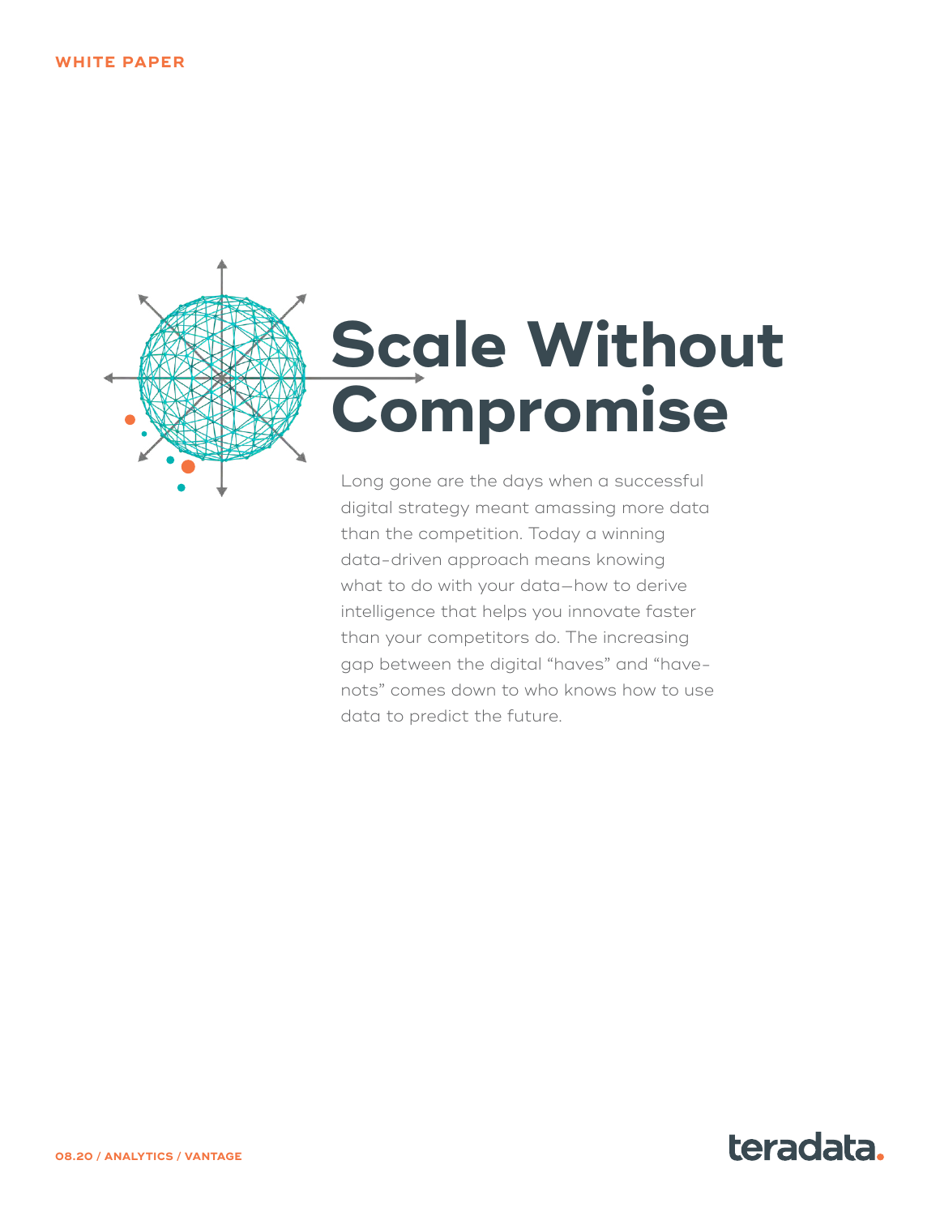WHITE PAPER

# Scale Without Compromise

Long gone are the days when a successful digital strategy meant amassing more data than the competition. Today a winning data-driven approach means knowing what to do with your data—how to derive intelligence that helps you innovate faster than your competitors do. The increasing gap between the digital "haves" and "have-nots" comes down to who knows how to use data to predict the future.

08.20 / ANALYTICS / VANTAGE

teradata.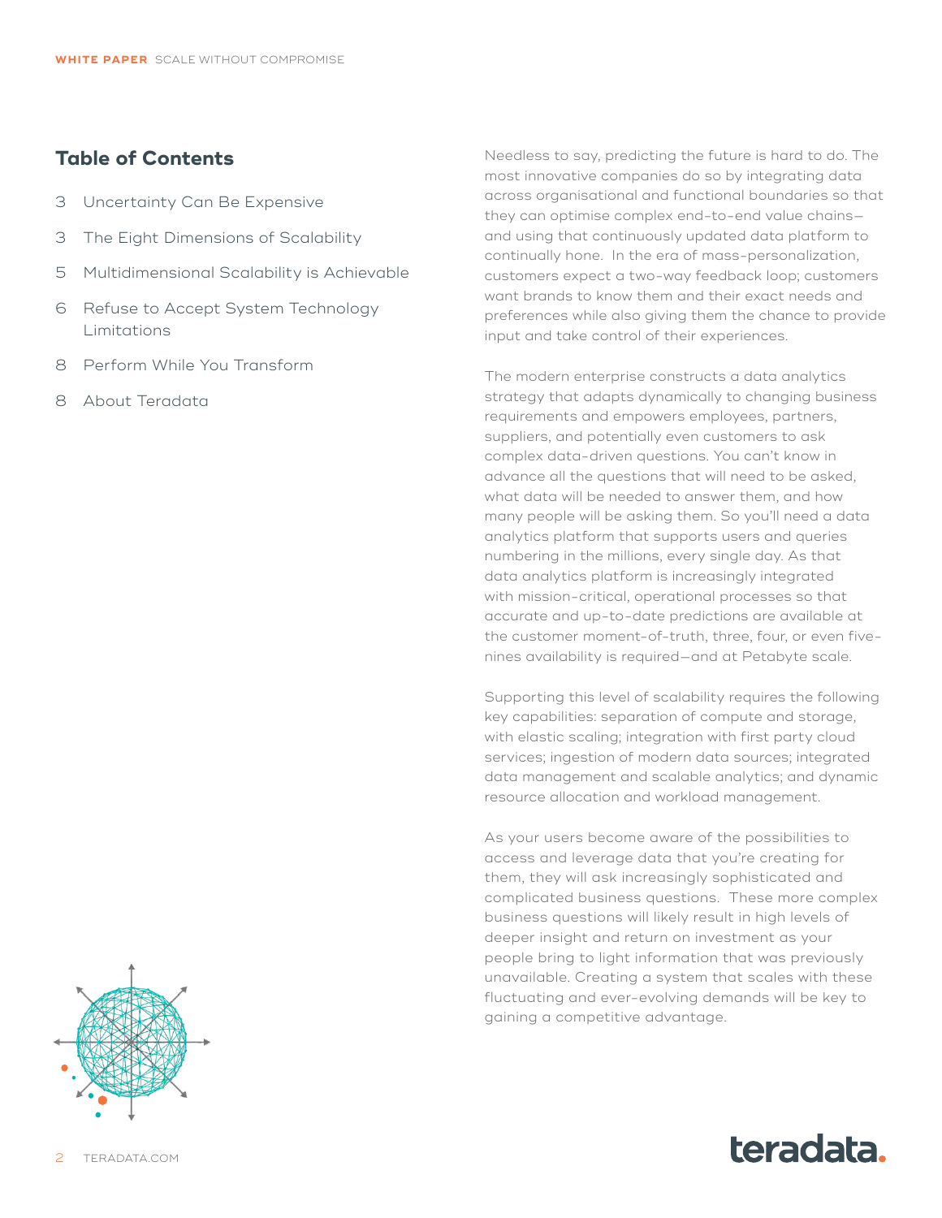## Table of Contents

3 Uncertainty Can Be Expensive

3 The Eight Dimensions of Scalability

5 Multidimensional Scalability is Achievable

6 Refuse to Accept System Technology Limitations

8 Perform While You Transform

8 About Teradata

Needless to say, predicting the future is hard to do. The most innovative companies do so by integrating data across organisational and functional boundaries so that they can optimise complex end-to-end value chains—and using that continuously updated data platform to continually hone. In the era of mass-personalization, customers expect a two-way feedback loop; customers want brands to know them and their exact needs and preferences while also giving them the chance to provide input and take control of their experiences.

The modern enterprise constructs a data analytics strategy that adapts dynamically to changing business requirements and empowers employees, partners, suppliers, and potentially even customers to ask complex data-driven questions. You can't know in advance all the questions that will need to be asked, what data will be needed to answer them, and how many people will be asking them. So you'll need a data analytics platform that supports users and queries numbering in the millions, every single day. As that data analytics platform is increasingly integrated with mission-critical, operational processes so that accurate and up-to-date predictions are available at the customer moment-of-truth, three, four, or even five-nines availability is required—and at Petabyte scale.

Supporting this level of scalability requires the following key capabilities: separation of compute and storage, with elastic scaling; integration with first party cloud services; ingestion of modern data sources; integrated data management and scalable analytics; and dynamic resource allocation and workload management.

As your users become aware of the possibilities to access and leverage data that you're creating for them, they will ask increasingly sophisticated and complicated business questions. These more complex business questions will likely result in high levels of deeper insight and return on investment as your people bring to light information that was previously unavailable. Creating a system that scales with these fluctuating and ever-evolving demands will be key to gaining a competitive advantage.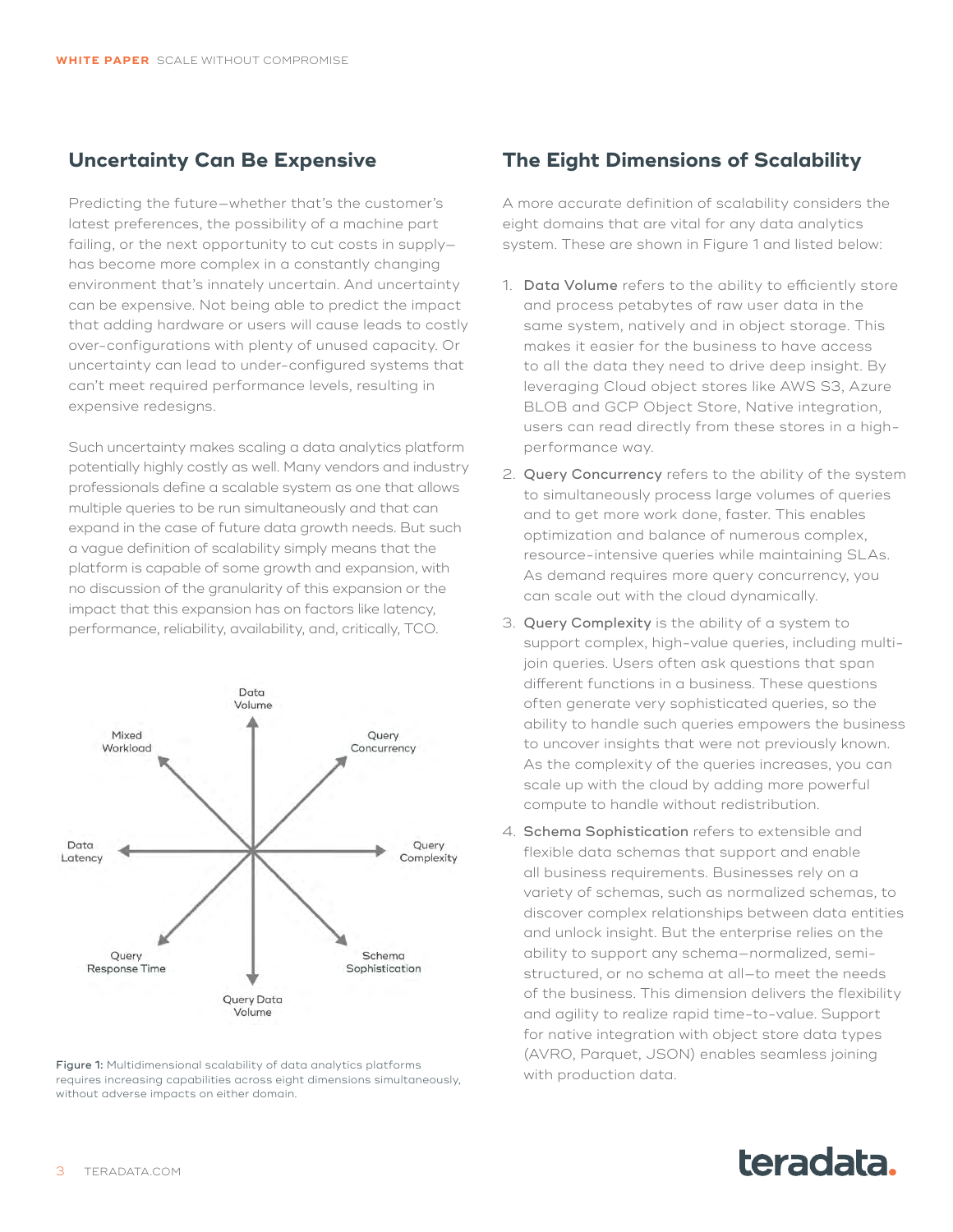## Uncertainty Can Be Expensive

Predicting the future—whether that's the customer's latest preferences, the possibility of a machine part failing, or the next opportunity to cut costs in supply—has become more complex in a constantly changing environment that's innately uncertain. And uncertainty can be expensive. Not being able to predict the impact that adding hardware or users will cause leads to costly over-configurations with plenty of unused capacity. Or uncertainty can lead to under-configured systems that can't meet required performance levels, resulting in expensive redesigns.

Such uncertainty makes scaling a data analytics platform potentially highly costly as well. Many vendors and industry professionals define a scalable system as one that allows multiple queries to be run simultaneously and that can expand in the case of future data growth needs. But such a vague definition of scalability simply means that the platform is capable of some growth and expansion, with no discussion of the granularity of this expansion or the impact that this expansion has on factors like latency, performance, reliability, availability, and, critically, TCO.

Data Volume

Query Concurrency

Query Complexity

Schema Sophistication

Query Data Volume

Query Response Time

Data Latency

Mixed Workload

**Figure 1:** Multidimensional scalability of data analytics platforms requires increasing capabilities across eight dimensions simultaneously, without adverse impacts on either domain.

## The Eight Dimensions of Scalability

A more accurate definition of scalability considers the eight domains that are vital for any data analytics system. These are shown in Figure 1 and listed below:

1. **Data Volume** refers to the ability to efficiently store and process petabytes of raw user data in the same system, natively and in object storage. This makes it easier for the business to have access to all the data they need to drive deep insight. By leveraging Cloud object stores like AWS S3, Azure BLOB and GCP Object Store, Native integration, users can read directly from these stores in a high-performance way.
2. **Query Concurrency** refers to the ability of the system to simultaneously process large volumes of queries and to get more work done, faster. This enables optimization and balance of numerous complex, resource-intensive queries while maintaining SLAs. As demand requires more query concurrency, you can scale out with the cloud dynamically.
3. **Query Complexity** is the ability of a system to support complex, high-value queries, including multi-join queries. Users often ask questions that span different functions in a business. These questions often generate very sophisticated queries, so the ability to handle such queries empowers the business to uncover insights that were not previously known. As the complexity of the queries increases, you can scale up with the cloud by adding more powerful compute to handle without redistribution.
4. **Schema Sophistication** refers to extensible and flexible data schemas that support and enable all business requirements. Businesses rely on a variety of schemas, such as normalized schemas, to discover complex relationships between data entities and unlock insight. But the enterprise relies on the ability to support any schema—normalized, semi-structured, or no schema at all—to meet the needs of the business. This dimension delivers the flexibility and agility to realize rapid time-to-value. Support for native integration with object store data types (AVRO, Parquet, JSON) enables seamless joining with production data.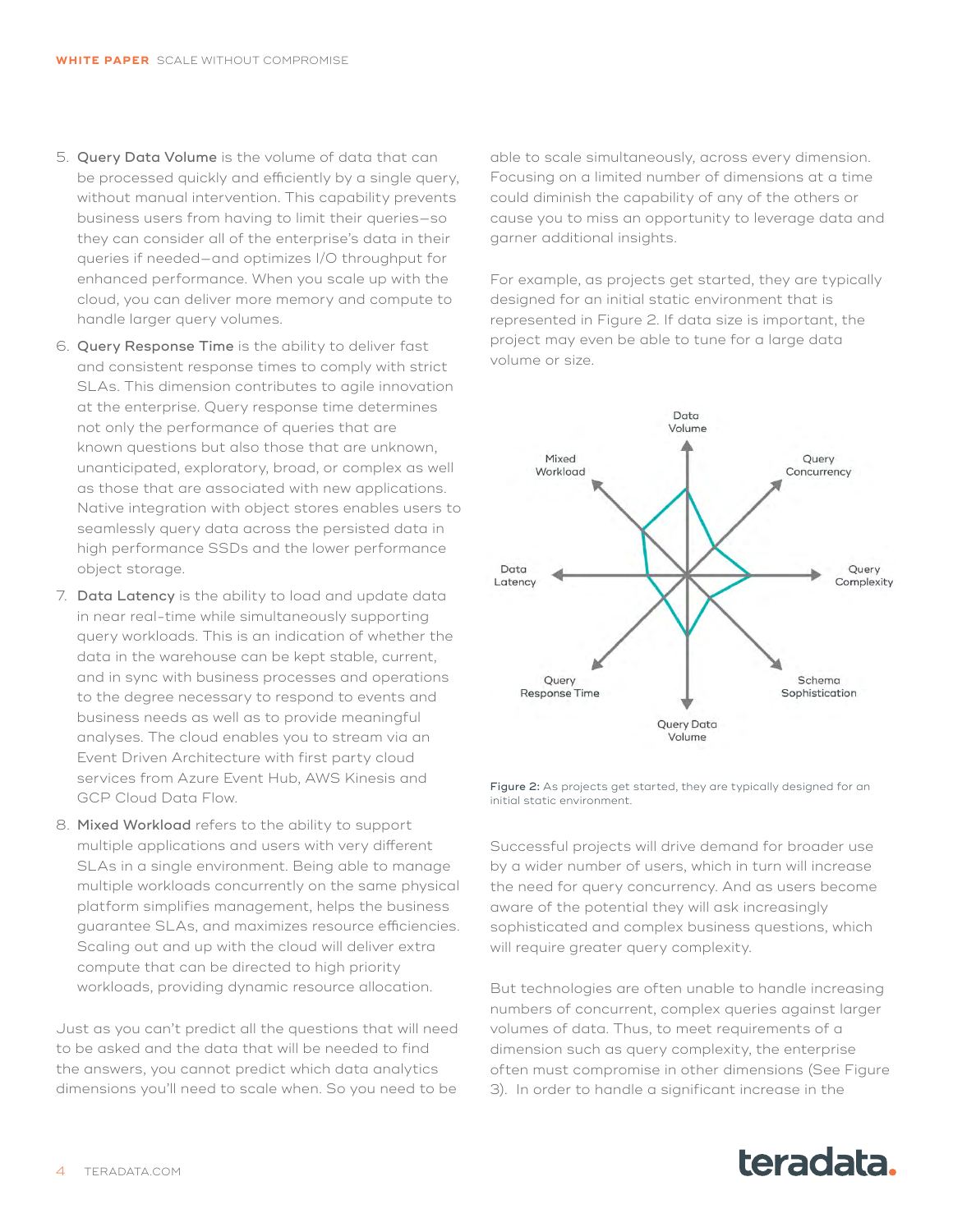5. **Query Data Volume** is the volume of data that can be processed quickly and efficiently by a single query, without manual intervention. This capability prevents business users from having to limit their queries—so they can consider all of the enterprise's data in their queries if needed—and optimizes I/O throughput for enhanced performance. When you scale up with the cloud, you can deliver more memory and compute to handle larger query volumes.
6. **Query Response Time** is the ability to deliver fast and consistent response times to comply with strict SLAs. This dimension contributes to agile innovation at the enterprise. Query response time determines not only the performance of queries that are known questions but also those that are unknown, unanticipated, exploratory, broad, or complex as well as those that are associated with new applications. Native integration with object stores enables users to seamlessly query data across the persisted data in high performance SSDs and the lower performance object storage.
7. **Data Latency** is the ability to load and update data in near real-time while simultaneously supporting query workloads. This is an indication of whether the data in the warehouse can be kept stable, current, and in sync with business processes and operations to the degree necessary to respond to events and business needs as well as to provide meaningful analyses. The cloud enables you to stream via an Event Driven Architecture with first party cloud services from Azure Event Hub, AWS Kinesis and GCP Cloud Data Flow.
8. **Mixed Workload** refers to the ability to support multiple applications and users with very different SLAs in a single environment. Being able to manage multiple workloads concurrently on the same physical platform simplifies management, helps the business guarantee SLAs, and maximizes resource efficiencies. Scaling out and up with the cloud will deliver extra compute that can be directed to high priority workloads, providing dynamic resource allocation.

Just as you can't predict all the questions that will need to be asked and the data that will be needed to find the answers, you cannot predict which data analytics dimensions you'll need to scale when. So you need to be able to scale simultaneously, across every dimension. Focusing on a limited number of dimensions at a time could diminish the capability of any of the others or cause you to miss an opportunity to leverage data and garner additional insights.

For example, as projects get started, they are typically designed for an initial static environment that is represented in Figure 2. If data size is important, the project may even be able to tune for a large data volume or size.

Data Volume, Query Concurrency, Query Complexity, Schema Sophistication, Query Data Volume, Query Response Time, Data Latency, Mixed Workload

**Figure 2:** As projects get started, they are typically designed for an initial static environment.

Successful projects will drive demand for broader use by a wider number of users, which in turn will increase the need for query concurrency. And as users become aware of the potential they will ask increasingly sophisticated and complex business questions, which will require greater query complexity.

But technologies are often unable to handle increasing numbers of concurrent, complex queries against larger volumes of data. Thus, to meet requirements of a dimension such as query complexity, the enterprise often must compromise in other dimensions (See Figure 3). In order to handle a significant increase in the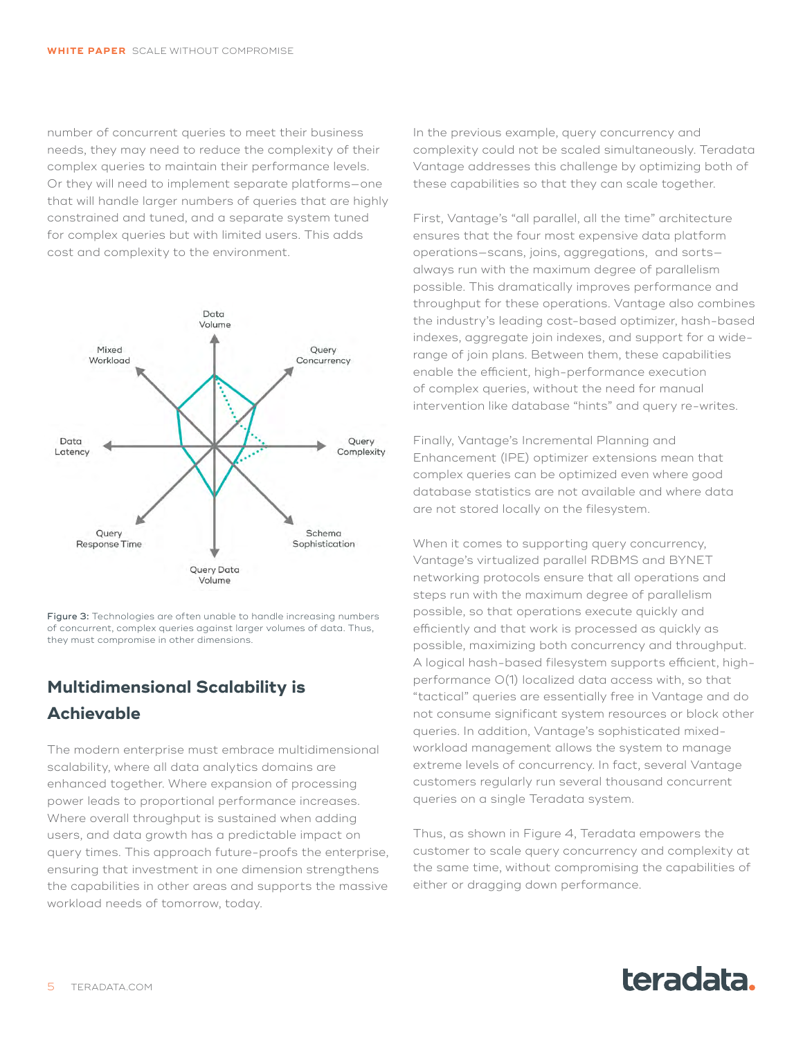number of concurrent queries to meet their business needs, they may need to reduce the complexity of their complex queries to maintain their performance levels. Or they will need to implement separate platforms—one that will handle larger numbers of queries that are highly constrained and tuned, and a separate system tuned for complex queries but with limited users. This adds cost and complexity to the environment.

**Figure 3:** Technologies are often unable to handle increasing numbers of concurrent, complex queries against larger volumes of data. Thus, they must compromise in other dimensions.

## Multidimensional Scalability is Achievable

The modern enterprise must embrace multidimensional scalability, where all data analytics domains are enhanced together. Where expansion of processing power leads to proportional performance increases. Where overall throughput is sustained when adding users, and data growth has a predictable impact on query times. This approach future-proofs the enterprise, ensuring that investment in one dimension strengthens the capabilities in other areas and supports the massive workload needs of tomorrow, today.

In the previous example, query concurrency and complexity could not be scaled simultaneously. Teradata Vantage addresses this challenge by optimizing both of these capabilities so that they can scale together.

First, Vantage's "all parallel, all the time" architecture ensures that the four most expensive data platform operations—scans, joins, aggregations, and sorts—always run with the maximum degree of parallelism possible. This dramatically improves performance and throughput for these operations. Vantage also combines the industry's leading cost-based optimizer, hash-based indexes, aggregate join indexes, and support for a wide-range of join plans. Between them, these capabilities enable the efficient, high-performance execution of complex queries, without the need for manual intervention like database "hints" and query re-writes.

Finally, Vantage's Incremental Planning and Enhancement (IPE) optimizer extensions mean that complex queries can be optimized even where good database statistics are not available and where data are not stored locally on the filesystem.

When it comes to supporting query concurrency, Vantage's virtualized parallel RDBMS and BYNET networking protocols ensure that all operations and steps run with the maximum degree of parallelism possible, so that operations execute quickly and efficiently and that work is processed as quickly as possible, maximizing both concurrency and throughput. A logical hash-based filesystem supports efficient, high-performance O(1) localized data access with, so that "tactical" queries are essentially free in Vantage and do not consume significant system resources or block other queries. In addition, Vantage's sophisticated mixed-workload management allows the system to manage extreme levels of concurrency. In fact, several Vantage customers regularly run several thousand concurrent queries on a single Teradata system.

Thus, as shown in Figure 4, Teradata empowers the customer to scale query concurrency and complexity at the same time, without compromising the capabilities of either or dragging down performance.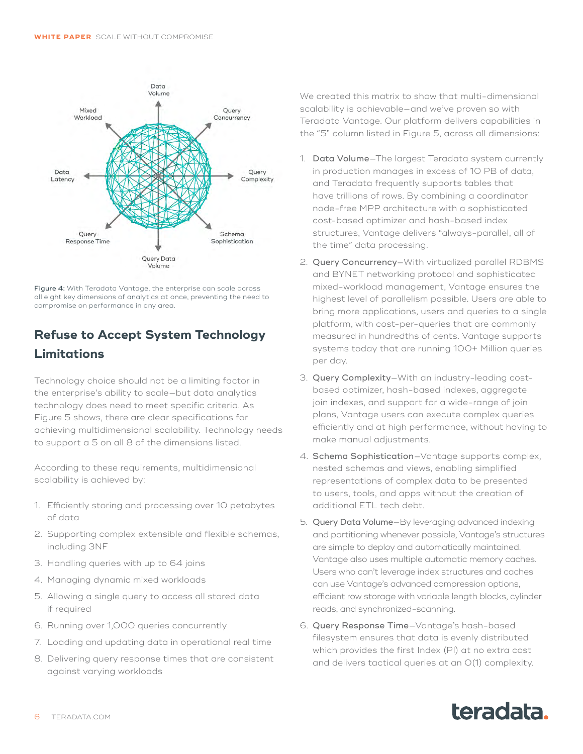Figure 4: With Teradata Vantage, the enterprise can scale across all eight key dimensions of analytics at once, preventing the need to compromise on performance in any area.

## Refuse to Accept System Technology Limitations

Technology choice should not be a limiting factor in the enterprise's ability to scale—but data analytics technology does need to meet specific criteria. As Figure 5 shows, there are clear specifications for achieving multidimensional scalability. Technology needs to support a 5 on all 8 of the dimensions listed.

According to these requirements, multidimensional scalability is achieved by:

1. Efficiently storing and processing over 10 petabytes of data
2. Supporting complex extensible and flexible schemas, including 3NF
3. Handling queries with up to 64 joins
4. Managing dynamic mixed workloads
5. Allowing a single query to access all stored data if required
6. Running over 1,000 queries concurrently
7. Loading and updating data in operational real time
8. Delivering query response times that are consistent against varying workloads

We created this matrix to show that multi-dimensional scalability is achievable—and we've proven so with Teradata Vantage. Our platform delivers capabilities in the "5" column listed in Figure 5, across all dimensions:

1. **Data Volume**—The largest Teradata system currently in production manages in excess of 10 PB of data, and Teradata frequently supports tables that have trillions of rows. By combining a coordinator node-free MPP architecture with a sophisticated cost-based optimizer and hash-based index structures, Vantage delivers "always-parallel, all of the time" data processing.
2. **Query Concurrency**—With virtualized parallel RDBMS and BYNET networking protocol and sophisticated mixed-workload management, Vantage ensures the highest level of parallelism possible. Users are able to bring more applications, users and queries to a single platform, with cost-per-queries that are commonly measured in hundredths of cents. Vantage supports systems today that are running 100+ Million queries per day.
3. **Query Complexity**—With an industry-leading cost-based optimizer, hash-based indexes, aggregate join indexes, and support for a wide-range of join plans, Vantage users can execute complex queries efficiently and at high performance, without having to make manual adjustments.
4. **Schema Sophistication**—Vantage supports complex, nested schemas and views, enabling simplified representations of complex data to be presented to users, tools, and apps without the creation of additional ETL tech debt.
5. **Query Data Volume**—By leveraging advanced indexing and partitioning whenever possible, Vantage's structures are simple to deploy and automatically maintained. Vantage also uses multiple automatic memory caches. Users who can't leverage index structures and caches can use Vantage's advanced compression options, efficient row storage with variable length blocks, cylinder reads, and synchronized-scanning.
6. **Query Response Time**—Vantage's hash-based filesystem ensures that data is evenly distributed which provides the first Index (PI) at no extra cost and delivers tactical queries at an O(1) complexity.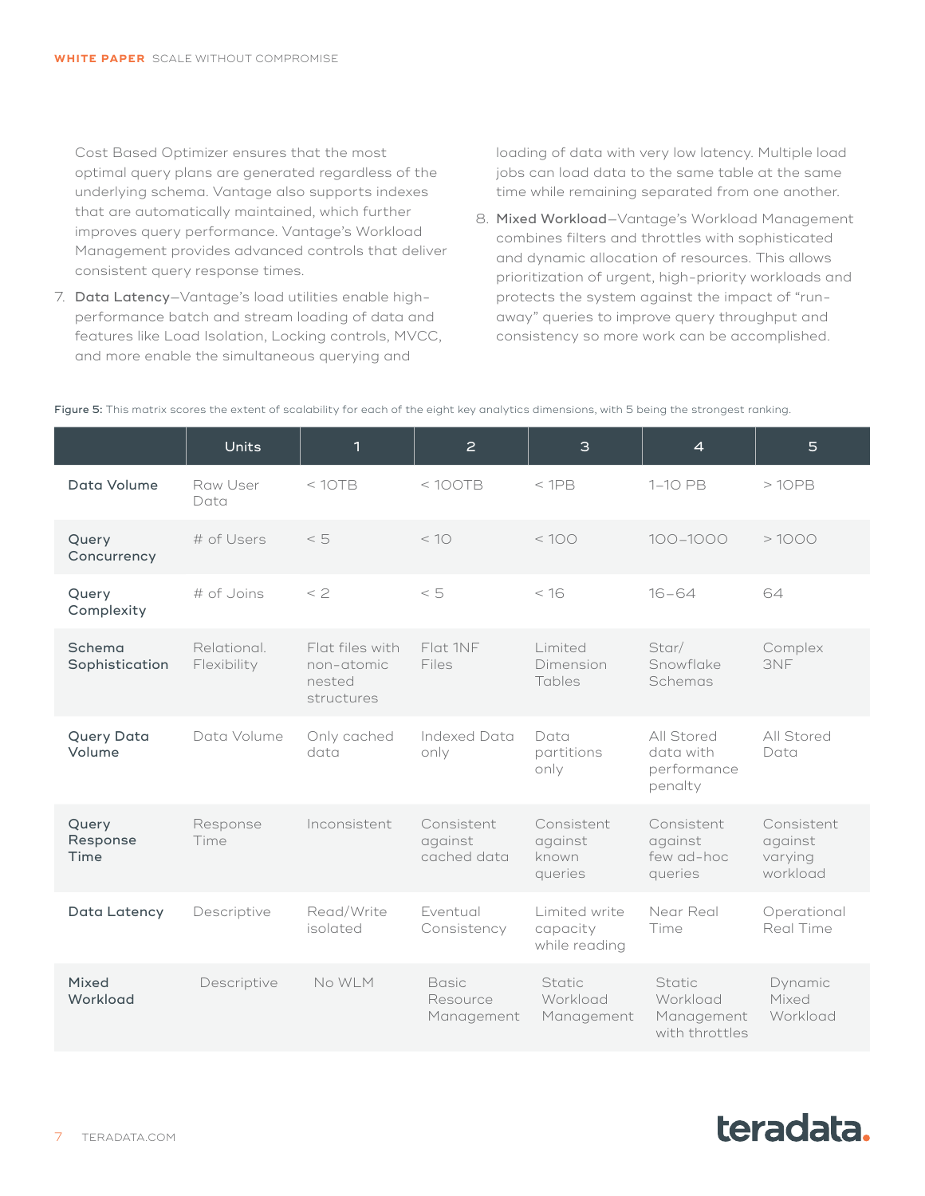Cost Based Optimizer ensures that the most optimal query plans are generated regardless of the underlying schema. Vantage also supports indexes that are automatically maintained, which further improves query performance. Vantage's Workload Management provides advanced controls that deliver consistent query response times.

7. **Data Latency**—Vantage's load utilities enable high-performance batch and stream loading of data and features like Load Isolation, Locking controls, MVCC, and more enable the simultaneous querying and loading of data with very low latency. Multiple load jobs can load data to the same table at the same time while remaining separated from one another.

8. **Mixed Workload**—Vantage's Workload Management combines filters and throttles with sophisticated and dynamic allocation of resources. This allows prioritization of urgent, high-priority workloads and protects the system against the impact of "run-away" queries to improve query throughput and consistency so more work can be accomplished.

**Figure 5:** This matrix scores the extent of scalability for each of the eight key analytics dimensions, with 5 being the strongest ranking.

| | Units | 1 | 2 | 3 | 4 | 5 |
|---|---|---|---|---|---|---|
| **Data Volume** | Raw User Data | < 10TB | < 100TB | < 1PB | 1–10 PB | > 10PB |
| **Query Concurrency** | # of Users | < 5 | < 10 | < 100 | 100–1000 | > 1000 |
| **Query Complexity** | # of Joins | < 2 | < 5 | < 16 | 16–64 | 64 |
| **Schema Sophistication** | Relational. Flexibility | Flat files with non-atomic nested structures | Flat 1NF Files | Limited Dimension Tables | Star/ Snowflake Schemas | Complex 3NF |
| **Query Data Volume** | Data Volume | Only cached data | Indexed Data only | Data partitions only | All Stored data with performance penalty | All Stored Data |
| **Query Response Time** | Response Time | Inconsistent | Consistent against cached data | Consistent against known queries | Consistent against few ad-hoc queries | Consistent against varying workload |
| **Data Latency** | Descriptive | Read/Write isolated | Eventual Consistency | Limited write capacity while reading | Near Real Time | Operational Real Time |
| **Mixed Workload** | Descriptive | No WLM | Basic Resource Management | Static Workload Management | Static Workload Management with throttles | Dynamic Mixed Workload |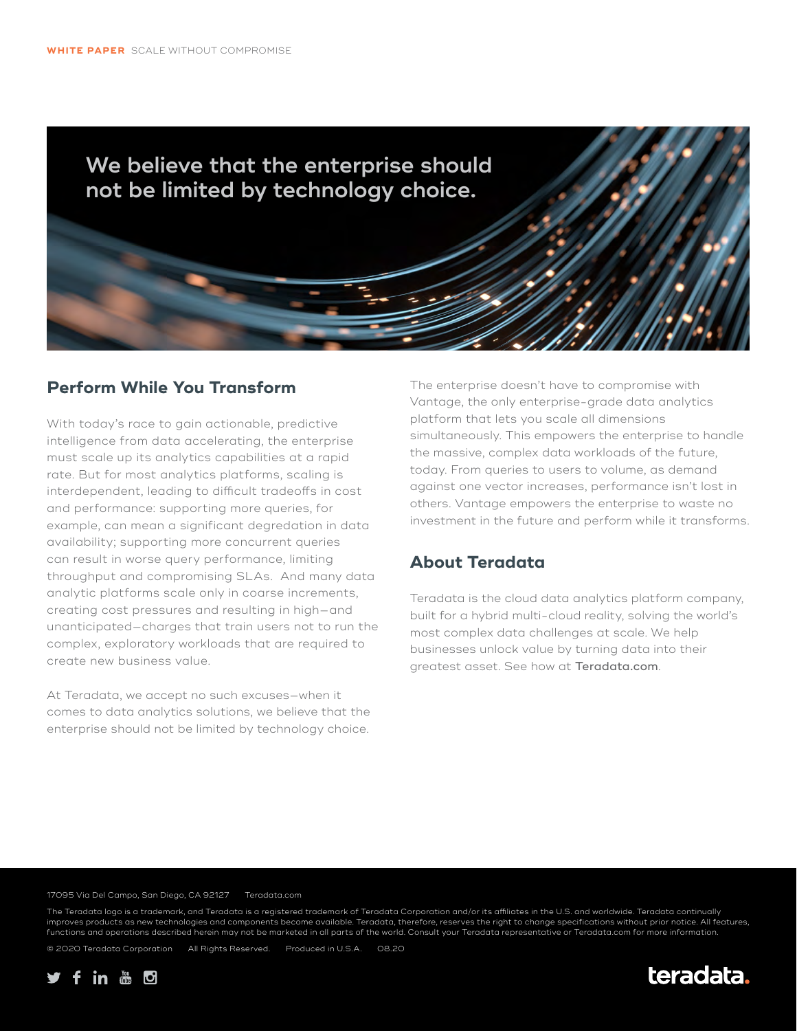We believe that the enterprise should not be limited by technology choice.

## Perform While You Transform

With today's race to gain actionable, predictive intelligence from data accelerating, the enterprise must scale up its analytics capabilities at a rapid rate. But for most analytics platforms, scaling is interdependent, leading to difficult tradeoffs in cost and performance: supporting more queries, for example, can mean a significant degredation in data availability; supporting more concurrent queries can result in worse query performance, limiting throughput and compromising SLAs. And many data analytic platforms scale only in coarse increments, creating cost pressures and resulting in high—and unanticipated—charges that train users not to run the complex, exploratory workloads that are required to create new business value.

At Teradata, we accept no such excuses—when it comes to data analytics solutions, we believe that the enterprise should not be limited by technology choice.

The enterprise doesn't have to compromise with Vantage, the only enterprise-grade data analytics platform that lets you scale all dimensions simultaneously. This empowers the enterprise to handle the massive, complex data workloads of the future, today. From queries to users to volume, as demand against one vector increases, performance isn't lost in others. Vantage empowers the enterprise to waste no investment in the future and perform while it transforms.

## About Teradata

Teradata is the cloud data analytics platform company, built for a hybrid multi-cloud reality, solving the world's most complex data challenges at scale. We help businesses unlock value by turning data into their greatest asset. See how at **Teradata.com**.

17095 Via Del Campo, San Diego, CA 92127    Teradata.com

The Teradata logo is a trademark, and Teradata is a registered trademark of Teradata Corporation and/or its affiliates in the U.S. and worldwide. Teradata continually improves products as new technologies and components become available. Teradata, therefore, reserves the right to change specifications without prior notice. All features, functions and operations described herein may not be marketed in all parts of the world. Consult your Teradata representative or Teradata.com for more information.

© 2020 Teradata Corporation    All Rights Reserved.    Produced in U.S.A.    08.20